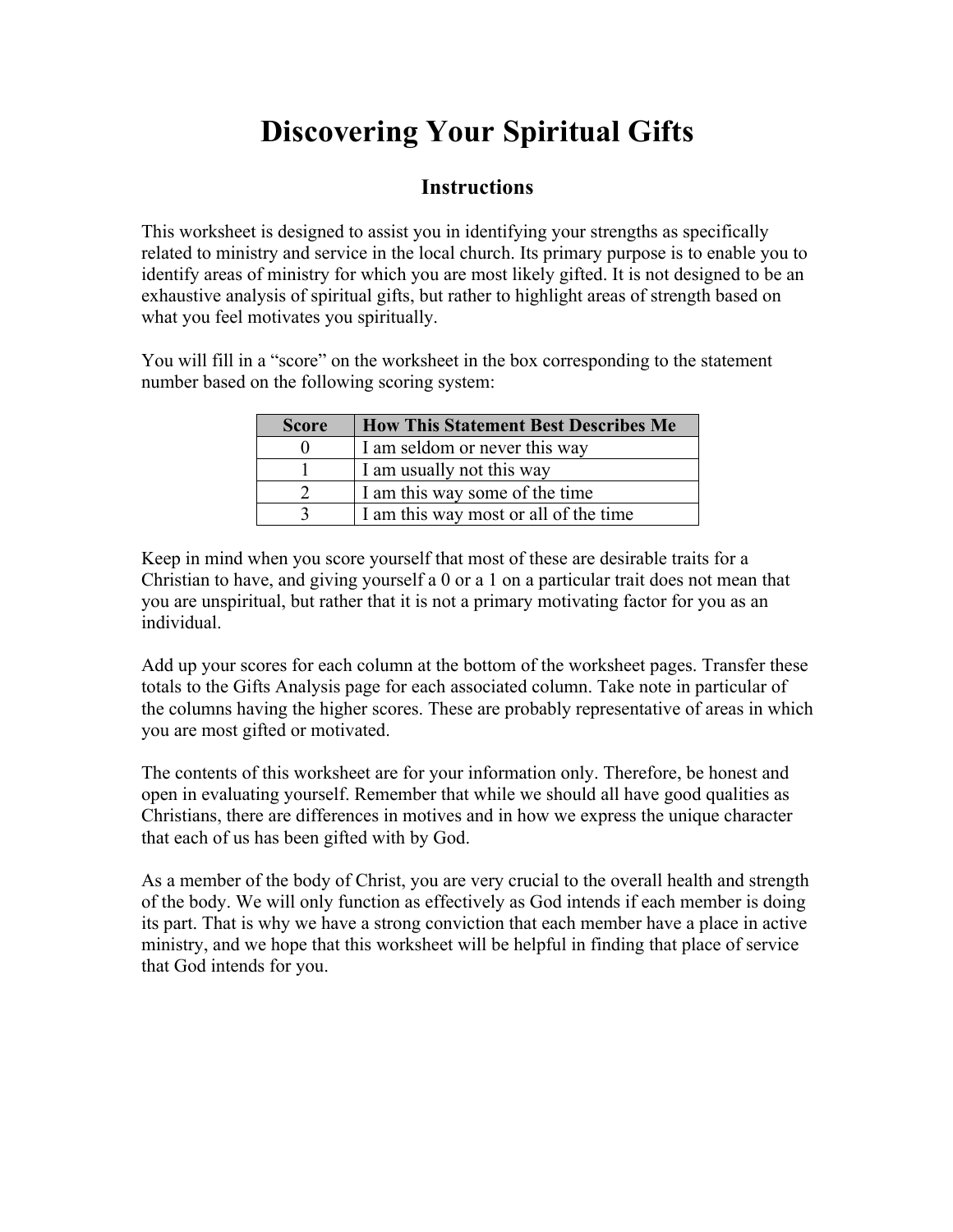# Discovering Your Spiritual Gifts

## Instructions

This worksheet is designed to assist you in identifying your strengths as specifically related to ministry and service in the local church. Its primary purpose is to enable you to identify areas of ministry for which you are most likely gifted. It is not designed to be an exhaustive analysis of spiritual gifts, but rather to highlight areas of strength based on what you feel motivates you spiritually.

You will fill in a "score" on the worksheet in the box corresponding to the statement number based on the following scoring system:

| Score | How This Statement Best Describes Me |
|---|---|
| 0 | I am seldom or never this way |
| 1 | I am usually not this way |
| 2 | I am this way some of the time |
| 3 | I am this way most or all of the time |

Keep in mind when you score yourself that most of these are desirable traits for a Christian to have, and giving yourself a 0 or a 1 on a particular trait does not mean that you are unspiritual, but rather that it is not a primary motivating factor for you as an individual.

Add up your scores for each column at the bottom of the worksheet pages. Transfer these totals to the Gifts Analysis page for each associated column. Take note in particular of the columns having the higher scores. These are probably representative of areas in which you are most gifted or motivated.

The contents of this worksheet are for your information only. Therefore, be honest and open in evaluating yourself. Remember that while we should all have good qualities as Christians, there are differences in motives and in how we express the unique character that each of us has been gifted with by God.

As a member of the body of Christ, you are very crucial to the overall health and strength of the body. We will only function as effectively as God intends if each member is doing its part. That is why we have a strong conviction that each member have a place in active ministry, and we hope that this worksheet will be helpful in finding that place of service that God intends for you.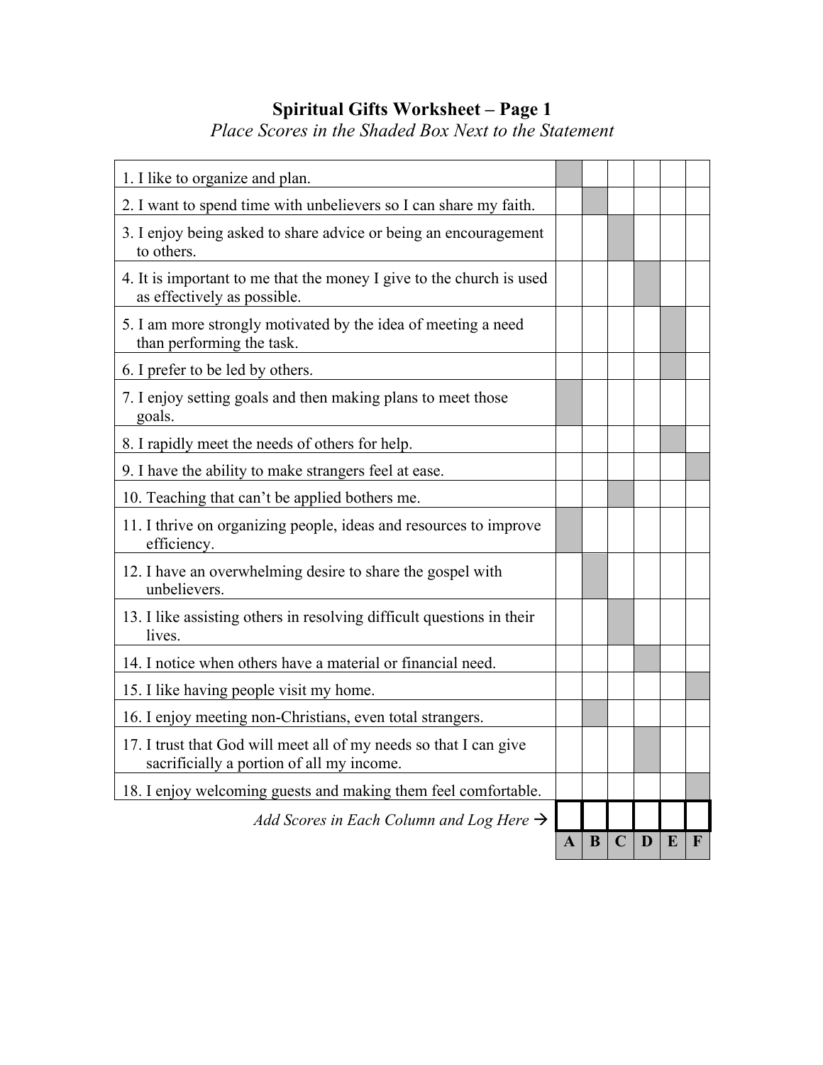# Spiritual Gifts Worksheet – Page 1

*Place Scores in the Shaded Box Next to the Statement*

| | A | B | C | D | E | F |
|---|---|---|---|---|---|---|
| 1. I like to organize and plan. | | | | | | |
| 2. I want to spend time with unbelievers so I can share my faith. | | | | | | |
| 3. I enjoy being asked to share advice or being an encouragement to others. | | | | | | |
| 4. It is important to me that the money I give to the church is used as effectively as possible. | | | | | | |
| 5. I am more strongly motivated by the idea of meeting a need than performing the task. | | | | | | |
| 6. I prefer to be led by others. | | | | | | |
| 7. I enjoy setting goals and then making plans to meet those goals. | | | | | | |
| 8. I rapidly meet the needs of others for help. | | | | | | |
| 9. I have the ability to make strangers feel at ease. | | | | | | |
| 10. Teaching that can't be applied bothers me. | | | | | | |
| 11. I thrive on organizing people, ideas and resources to improve efficiency. | | | | | | |
| 12. I have an overwhelming desire to share the gospel with unbelievers. | | | | | | |
| 13. I like assisting others in resolving difficult questions in their lives. | | | | | | |
| 14. I notice when others have a material or financial need. | | | | | | |
| 15. I like having people visit my home. | | | | | | |
| 16. I enjoy meeting non-Christians, even total strangers. | | | | | | |
| 17. I trust that God will meet all of my needs so that I can give sacrificially a portion of all my income. | | | | | | |
| 18. I enjoy welcoming guests and making them feel comfortable. | | | | | | |
| *Add Scores in Each Column and Log Here* → | | | | | | |
| | **A** | **B** | **C** | **D** | **E** | **F** |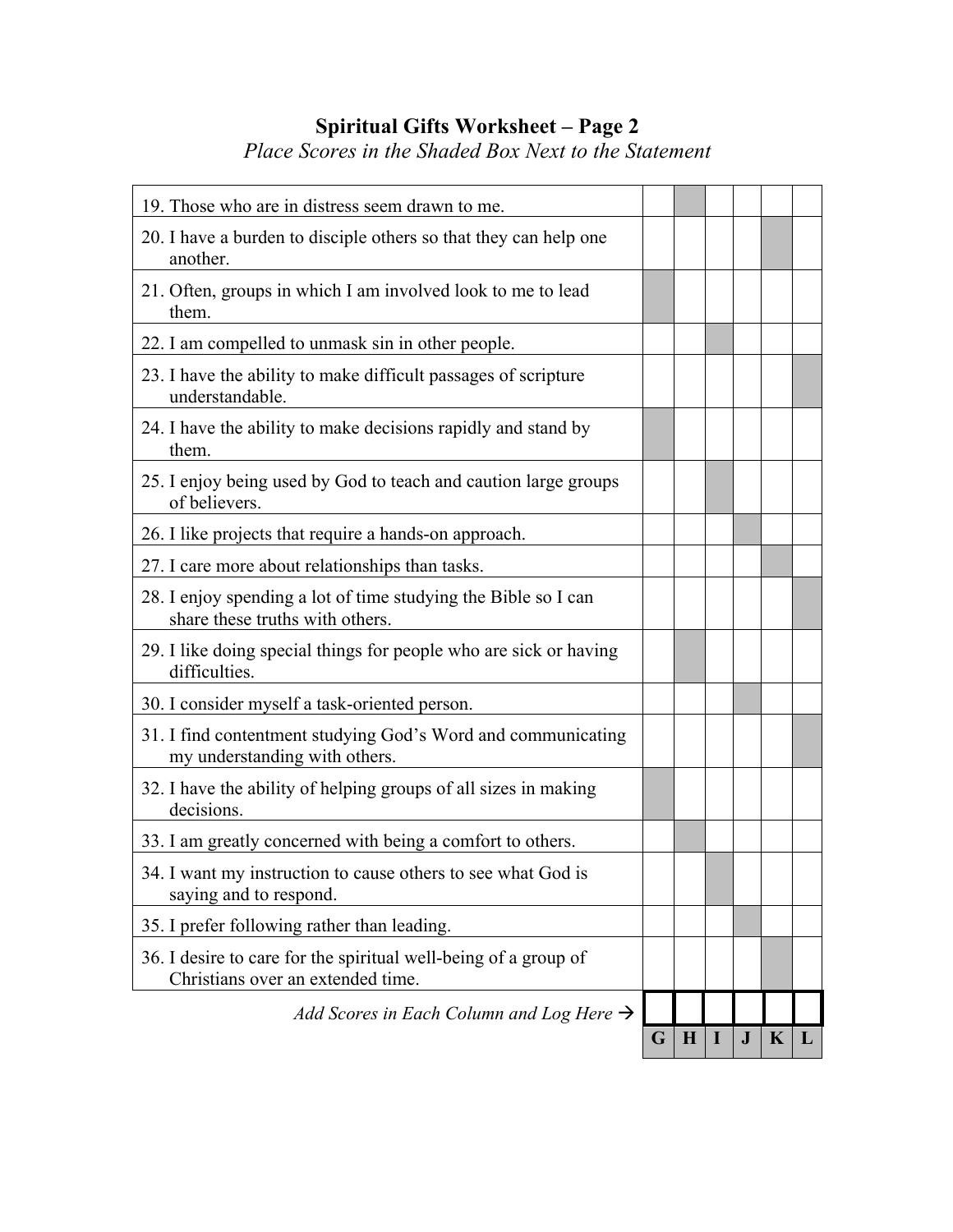# Spiritual Gifts Worksheet – Page 2

*Place Scores in the Shaded Box Next to the Statement*

| Statement | G | H | I | J | K | L |
|---|---|---|---|---|---|---|
| 19. Those who are in distress seem drawn to me. | | ■ | | | | |
| 20. I have a burden to disciple others so that they can help one another. | | | | | ■ | |
| 21. Often, groups in which I am involved look to me to lead them. | ■ | | | | | |
| 22. I am compelled to unmask sin in other people. | | | ■ | | | |
| 23. I have the ability to make difficult passages of scripture understandable. | | | | | | ■ |
| 24. I have the ability to make decisions rapidly and stand by them. | ■ | | | | | |
| 25. I enjoy being used by God to teach and caution large groups of believers. | | | ■ | | | |
| 26. I like projects that require a hands-on approach. | | | | ■ | | |
| 27. I care more about relationships than tasks. | | | | | ■ | |
| 28. I enjoy spending a lot of time studying the Bible so I can share these truths with others. | | | | | | ■ |
| 29. I like doing special things for people who are sick or having difficulties. | | ■ | | | | |
| 30. I consider myself a task-oriented person. | | | | ■ | | |
| 31. I find contentment studying God's Word and communicating my understanding with others. | | | | | | ■ |
| 32. I have the ability of helping groups of all sizes in making decisions. | ■ | | | | | |
| 33. I am greatly concerned with being a comfort to others. | | ■ | | | | |
| 34. I want my instruction to cause others to see what God is saying and to respond. | | | ■ | | | |
| 35. I prefer following rather than leading. | | | | ■ | | |
| 36. I desire to care for the spiritual well-being of a group of Christians over an extended time. | | | | | ■ | |
| *Add Scores in Each Column and Log Here →* | | | | | | |
| | **G** | **H** | **I** | **J** | **K** | **L** |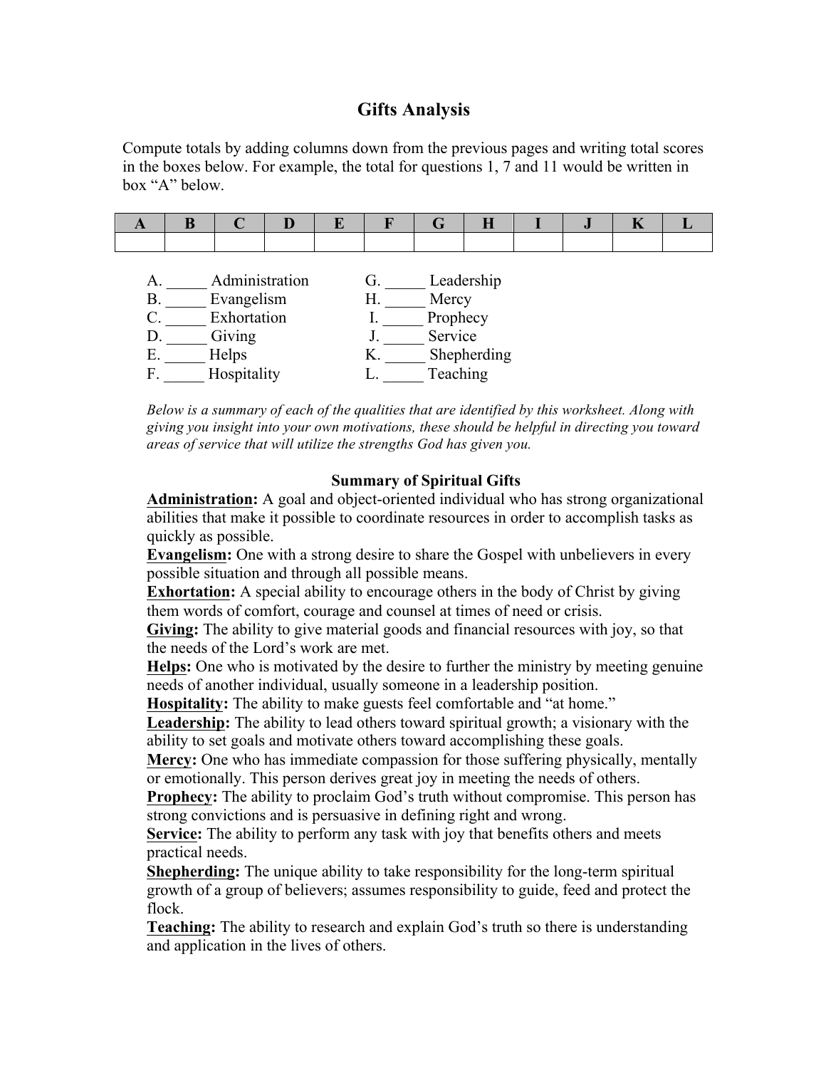# Gifts Analysis

Compute totals by adding columns down from the previous pages and writing total scores in the boxes below. For example, the total for questions 1, 7 and 11 would be written in box "A" below.

| A | B | C | D | E | F | G | H | I | J | K | L |
|---|---|---|---|---|---|---|---|---|---|---|---|
| | | | | | | | | | | | |

A. _____ Administration
B. _____ Evangelism
C. _____ Exhortation
D. _____ Giving
E. _____ Helps
F. _____ Hospitality
G. _____ Leadership
H. _____ Mercy
I. _____ Prophecy
J. _____ Service
K. _____ Shepherding
L. _____ Teaching

*Below is a summary of each of the qualities that are identified by this worksheet. Along with giving you insight into your own motivations, these should be helpful in directing you toward areas of service that will utilize the strengths God has given you.*

### Summary of Spiritual Gifts

**Administration:** A goal and object-oriented individual who has strong organizational abilities that make it possible to coordinate resources in order to accomplish tasks as quickly as possible.

**Evangelism:** One with a strong desire to share the Gospel with unbelievers in every possible situation and through all possible means.

**Exhortation:** A special ability to encourage others in the body of Christ by giving them words of comfort, courage and counsel at times of need or crisis.

**Giving:** The ability to give material goods and financial resources with joy, so that the needs of the Lord's work are met.

**Helps:** One who is motivated by the desire to further the ministry by meeting genuine needs of another individual, usually someone in a leadership position.

**Hospitality:** The ability to make guests feel comfortable and "at home."

**Leadership:** The ability to lead others toward spiritual growth; a visionary with the ability to set goals and motivate others toward accomplishing these goals.

**Mercy:** One who has immediate compassion for those suffering physically, mentally or emotionally. This person derives great joy in meeting the needs of others.

**Prophecy:** The ability to proclaim God's truth without compromise. This person has strong convictions and is persuasive in defining right and wrong.

**Service:** The ability to perform any task with joy that benefits others and meets practical needs.

**Shepherding:** The unique ability to take responsibility for the long-term spiritual growth of a group of believers; assumes responsibility to guide, feed and protect the flock.

**Teaching:** The ability to research and explain God's truth so there is understanding and application in the lives of others.